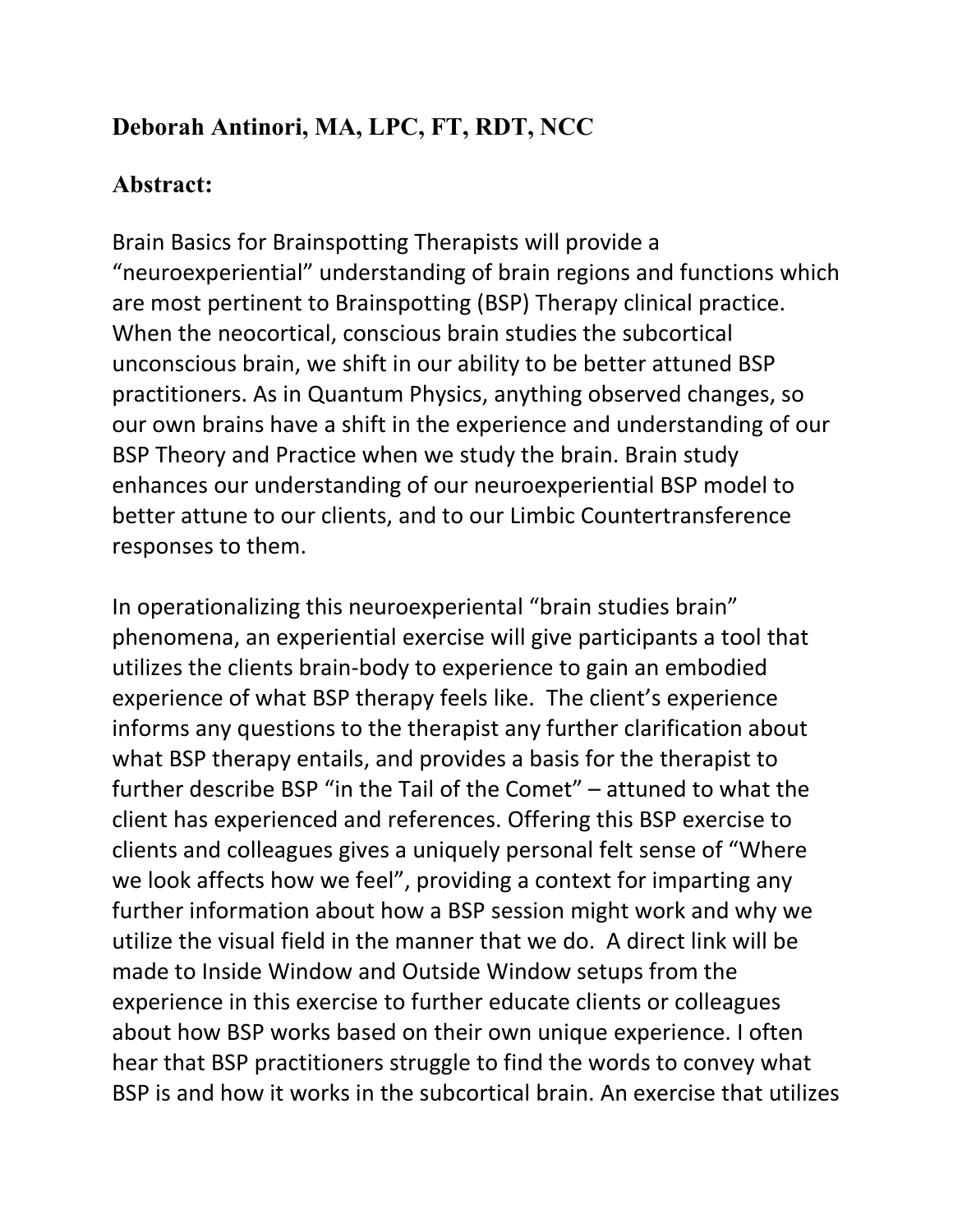**Deborah Antinori, MA, LPC, FT, RDT, NCC**

**Abstract:**

Brain Basics for Brainspotting Therapists will provide a "neuroexperiential" understanding of brain regions and functions which are most pertinent to Brainspotting (BSP) Therapy clinical practice. When the neocortical, conscious brain studies the subcortical unconscious brain, we shift in our ability to be better attuned BSP practitioners. As in Quantum Physics, anything observed changes, so our own brains have a shift in the experience and understanding of our BSP Theory and Practice when we study the brain. Brain study enhances our understanding of our neuroexperiential BSP model to better attune to our clients, and to our Limbic Countertransference responses to them.

In operationalizing this neuroexperiental "brain studies brain" phenomena, an experiential exercise will give participants a tool that utilizes the clients brain-body to experience to gain an embodied experience of what BSP therapy feels like. The client's experience informs any questions to the therapist any further clarification about what BSP therapy entails, and provides a basis for the therapist to further describe BSP "in the Tail of the Comet" – attuned to what the client has experienced and references. Offering this BSP exercise to clients and colleagues gives a uniquely personal felt sense of "Where we look affects how we feel", providing a context for imparting any further information about how a BSP session might work and why we utilize the visual field in the manner that we do. A direct link will be made to Inside Window and Outside Window setups from the experience in this exercise to further educate clients or colleagues about how BSP works based on their own unique experience. I often hear that BSP practitioners struggle to find the words to convey what BSP is and how it works in the subcortical brain. An exercise that utilizes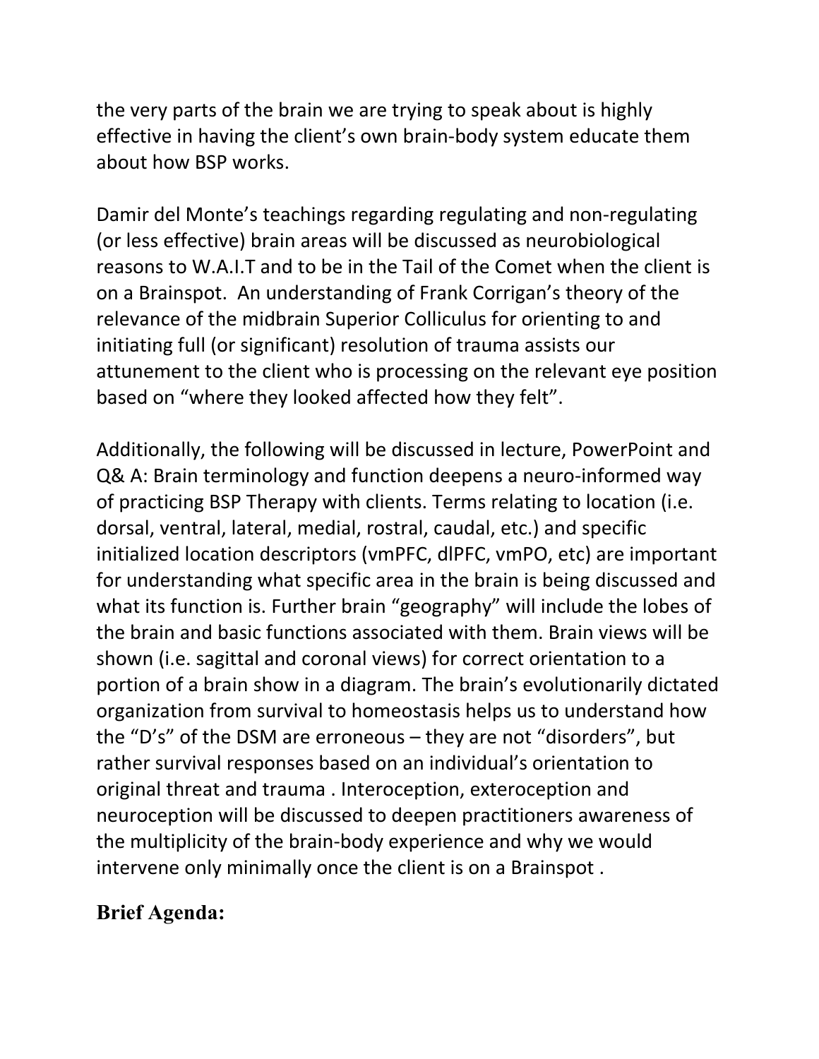the very parts of the brain we are trying to speak about is highly effective in having the client's own brain-body system educate them about how BSP works.

Damir del Monte's teachings regarding regulating and non-regulating (or less effective) brain areas will be discussed as neurobiological reasons to W.A.I.T and to be in the Tail of the Comet when the client is on a Brainspot. An understanding of Frank Corrigan's theory of the relevance of the midbrain Superior Colliculus for orienting to and initiating full (or significant) resolution of trauma assists our attunement to the client who is processing on the relevant eye position based on "where they looked affected how they felt".

Additionally, the following will be discussed in lecture, PowerPoint and Q& A: Brain terminology and function deepens a neuro-informed way of practicing BSP Therapy with clients. Terms relating to location (i.e. dorsal, ventral, lateral, medial, rostral, caudal, etc.) and specific initialized location descriptors (vmPFC, dlPFC, vmPO, etc) are important for understanding what specific area in the brain is being discussed and what its function is. Further brain "geography" will include the lobes of the brain and basic functions associated with them. Brain views will be shown (i.e. sagittal and coronal views) for correct orientation to a portion of a brain show in a diagram. The brain's evolutionarily dictated organization from survival to homeostasis helps us to understand how the "D's" of the DSM are erroneous – they are not "disorders", but rather survival responses based on an individual's orientation to original threat and trauma . Interoception, exteroception and neuroception will be discussed to deepen practitioners awareness of the multiplicity of the brain-body experience and why we would intervene only minimally once the client is on a Brainspot .

**Brief Agenda:**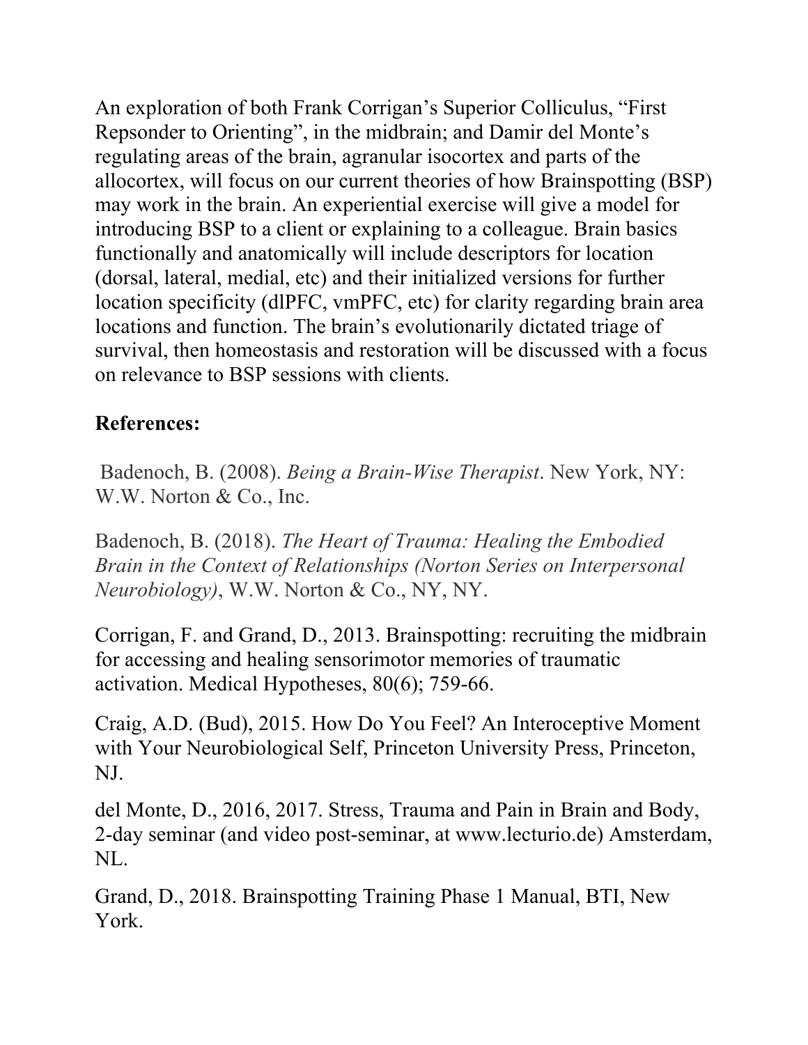An exploration of both Frank Corrigan's Superior Colliculus, "First Repsonder to Orienting", in the midbrain; and Damir del Monte's regulating areas of the brain, agranular isocortex and parts of the allocortex, will focus on our current theories of how Brainspotting (BSP) may work in the brain. An experiential exercise will give a model for introducing BSP to a client or explaining to a colleague. Brain basics functionally and anatomically will include descriptors for location (dorsal, lateral, medial, etc) and their initialized versions for further location specificity (dlPFC, vmPFC, etc) for clarity regarding brain area locations and function. The brain's evolutionarily dictated triage of survival, then homeostasis and restoration will be discussed with a focus on relevance to BSP sessions with clients.

**References:**

Badenoch, B. (2008). *Being a Brain-Wise Therapist*. New York, NY: W.W. Norton & Co., Inc.

Badenoch, B. (2018). *The Heart of Trauma: Healing the Embodied Brain in the Context of Relationships (Norton Series on Interpersonal Neurobiology)*, W.W. Norton & Co., NY, NY.

Corrigan, F. and Grand, D., 2013. Brainspotting: recruiting the midbrain for accessing and healing sensorimotor memories of traumatic activation. Medical Hypotheses, 80(6); 759-66.

Craig, A.D. (Bud), 2015. How Do You Feel? An Interoceptive Moment with Your Neurobiological Self, Princeton University Press, Princeton, NJ.

del Monte, D., 2016, 2017. Stress, Trauma and Pain in Brain and Body, 2-day seminar (and video post-seminar, at www.lecturio.de) Amsterdam, NL.

Grand, D., 2018. Brainspotting Training Phase 1 Manual, BTI, New York.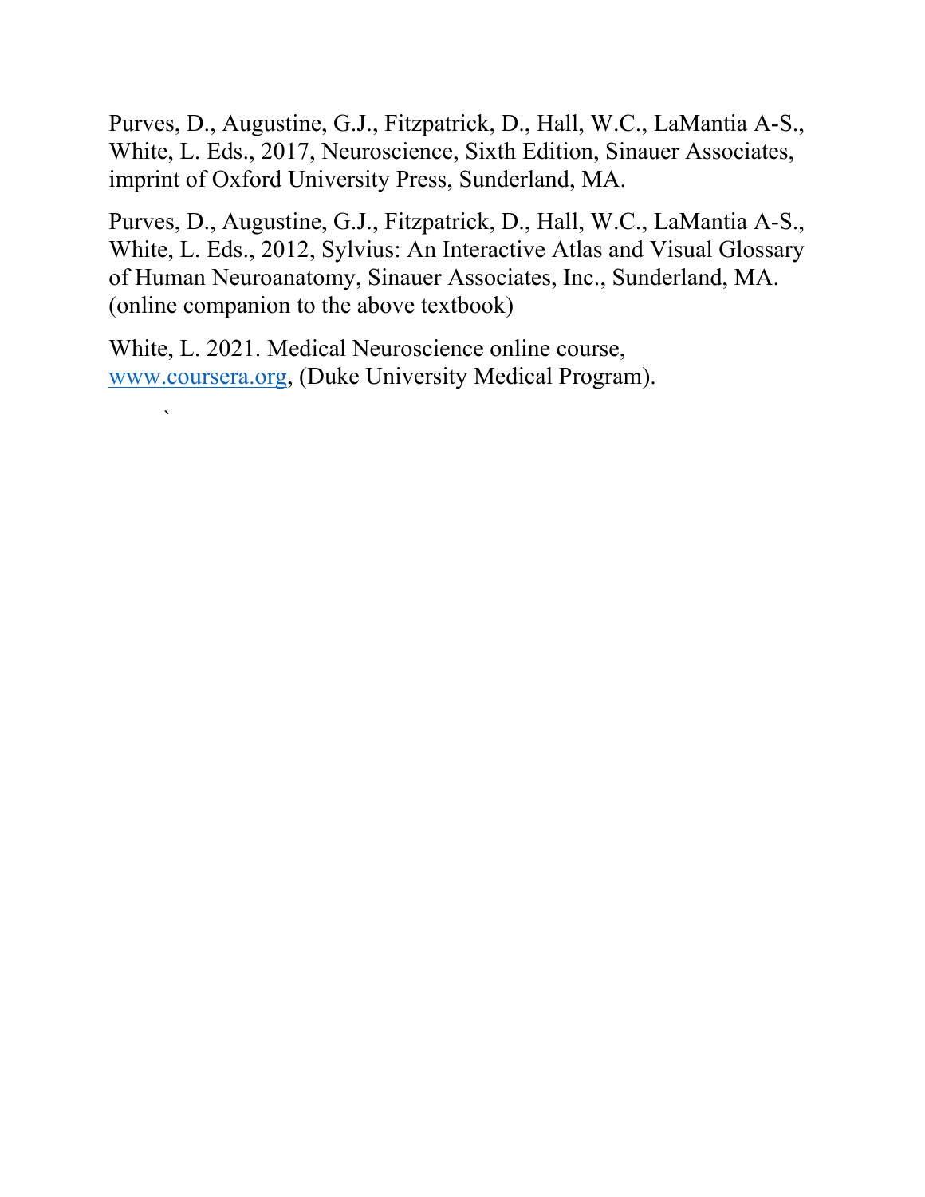Purves, D., Augustine, G.J., Fitzpatrick, D., Hall, W.C., LaMantia A-S., White, L. Eds., 2017, Neuroscience, Sixth Edition, Sinauer Associates, imprint of Oxford University Press, Sunderland, MA.

Purves, D., Augustine, G.J., Fitzpatrick, D., Hall, W.C., LaMantia A-S., White, L. Eds., 2012, Sylvius: An Interactive Atlas and Visual Glossary of Human Neuroanatomy, Sinauer Associates, Inc., Sunderland, MA. (online companion to the above textbook)

White, L. 2021. Medical Neuroscience online course, www.coursera.org, (Duke University Medical Program).

`